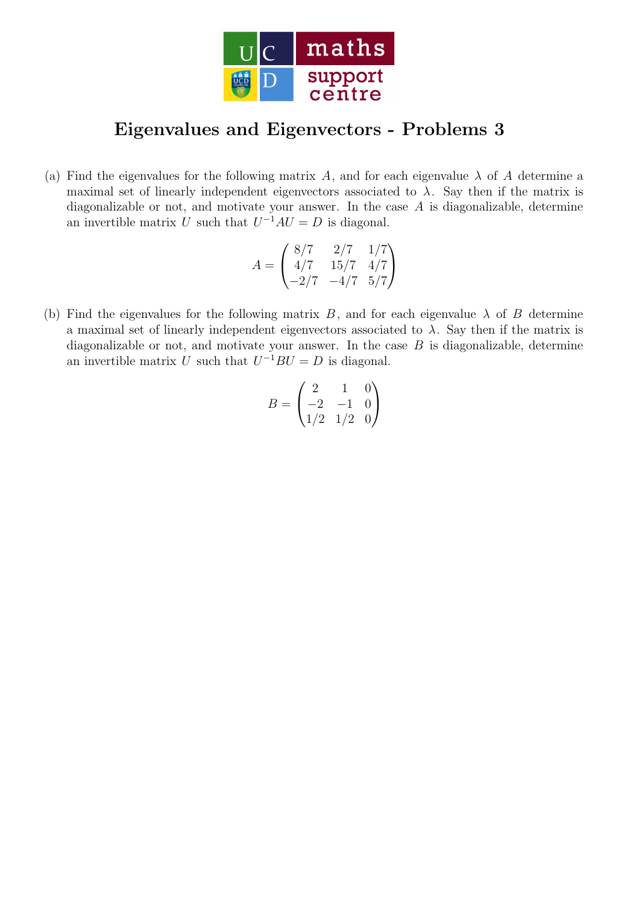# Eigenvalues and Eigenvectors - Problems 3

(a) Find the eigenvalues for the following matrix $A$, and for each eigenvalue $\lambda$ of $A$ determine a maximal set of linearly independent eigenvectors associated to $\lambda$. Say then if the matrix is diagonalizable or not, and motivate your answer. In the case $A$ is diagonalizable, determine an invertible matrix $U$ such that $U^{-1}AU = D$ is diagonal.

$$A = \begin{pmatrix} 8/7 & 2/7 & 1/7 \\ 4/7 & 15/7 & 4/7 \\ -2/7 & -4/7 & 5/7 \end{pmatrix}$$

(b) Find the eigenvalues for the following matrix $B$, and for each eigenvalue $\lambda$ of $B$ determine a maximal set of linearly independent eigenvectors associated to $\lambda$. Say then if the matrix is diagonalizable or not, and motivate your answer. In the case $B$ is diagonalizable, determine an invertible matrix $U$ such that $U^{-1}BU = D$ is diagonal.

$$B = \begin{pmatrix} 2 & 1 & 0 \\ -2 & -1 & 0 \\ 1/2 & 1/2 & 0 \end{pmatrix}$$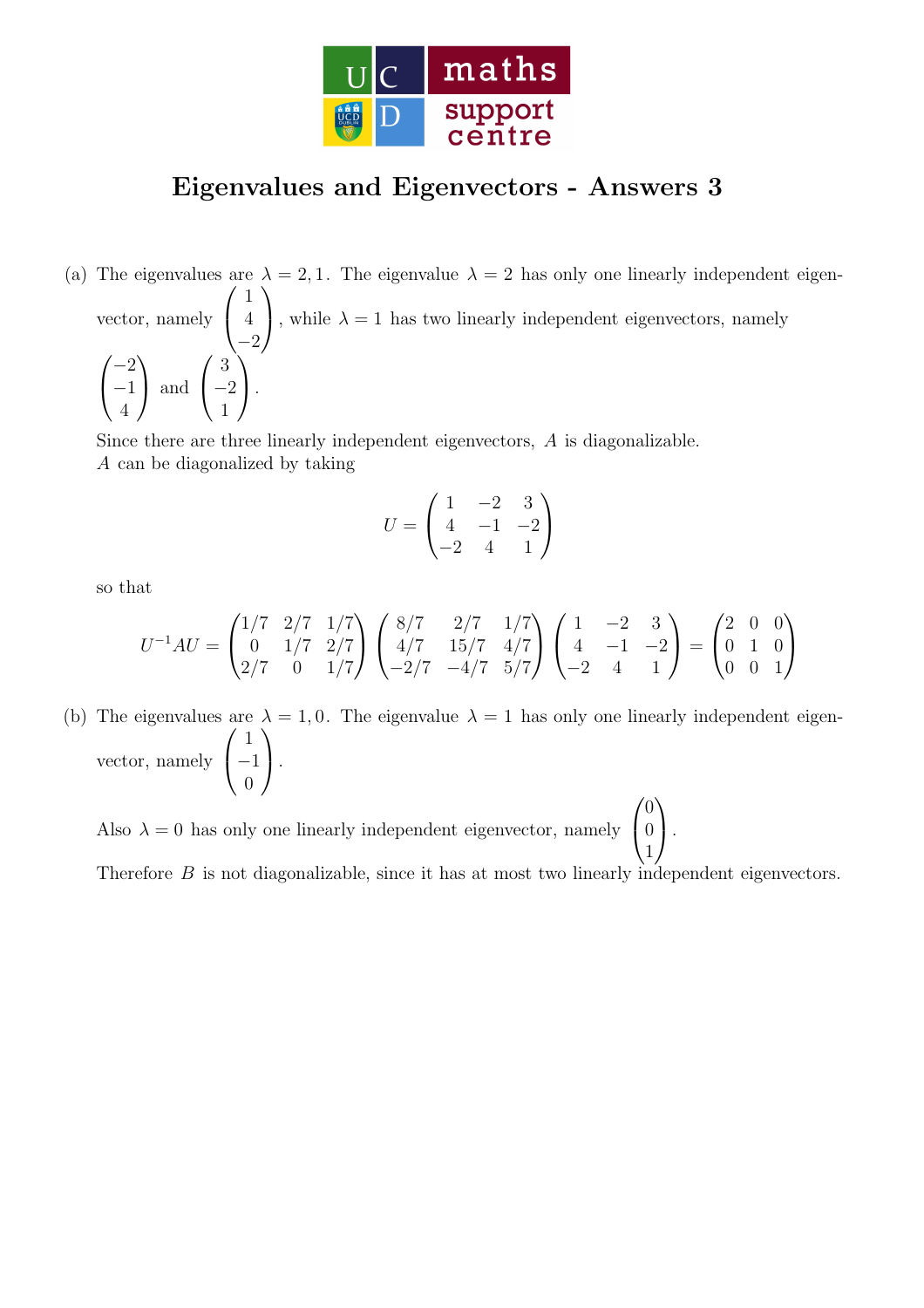# Eigenvalues and Eigenvectors - Answers 3

(a) The eigenvalues are $\lambda = 2, 1$. The eigenvalue $\lambda = 2$ has only one linearly independent eigenvector, namely $\begin{pmatrix} 1 \\ 4 \\ -2 \end{pmatrix}$, while $\lambda = 1$ has two linearly independent eigenvectors, namely $\begin{pmatrix} -2 \\ -1 \\ 4 \end{pmatrix}$ and $\begin{pmatrix} 3 \\ -2 \\ 1 \end{pmatrix}$.

Since there are three linearly independent eigenvectors, $A$ is diagonalizable.
$A$ can be diagonalized by taking

$$U = \begin{pmatrix} 1 & -2 & 3 \\ 4 & -1 & -2 \\ -2 & 4 & 1 \end{pmatrix}$$

so that

$$U^{-1}AU = \begin{pmatrix} 1/7 & 2/7 & 1/7 \\ 0 & 1/7 & 2/7 \\ 2/7 & 0 & 1/7 \end{pmatrix} \begin{pmatrix} 8/7 & 2/7 & 1/7 \\ 4/7 & 15/7 & 4/7 \\ -2/7 & -4/7 & 5/7 \end{pmatrix} \begin{pmatrix} 1 & -2 & 3 \\ 4 & -1 & -2 \\ -2 & 4 & 1 \end{pmatrix} = \begin{pmatrix} 2 & 0 & 0 \\ 0 & 1 & 0 \\ 0 & 0 & 1 \end{pmatrix}$$

(b) The eigenvalues are $\lambda = 1, 0$. The eigenvalue $\lambda = 1$ has only one linearly independent eigenvector, namely $\begin{pmatrix} 1 \\ -1 \\ 0 \end{pmatrix}$.

Also $\lambda = 0$ has only one linearly independent eigenvector, namely $\begin{pmatrix} 0 \\ 0 \\ 1 \end{pmatrix}$.

Therefore $B$ is not diagonalizable, since it has at most two linearly independent eigenvectors.